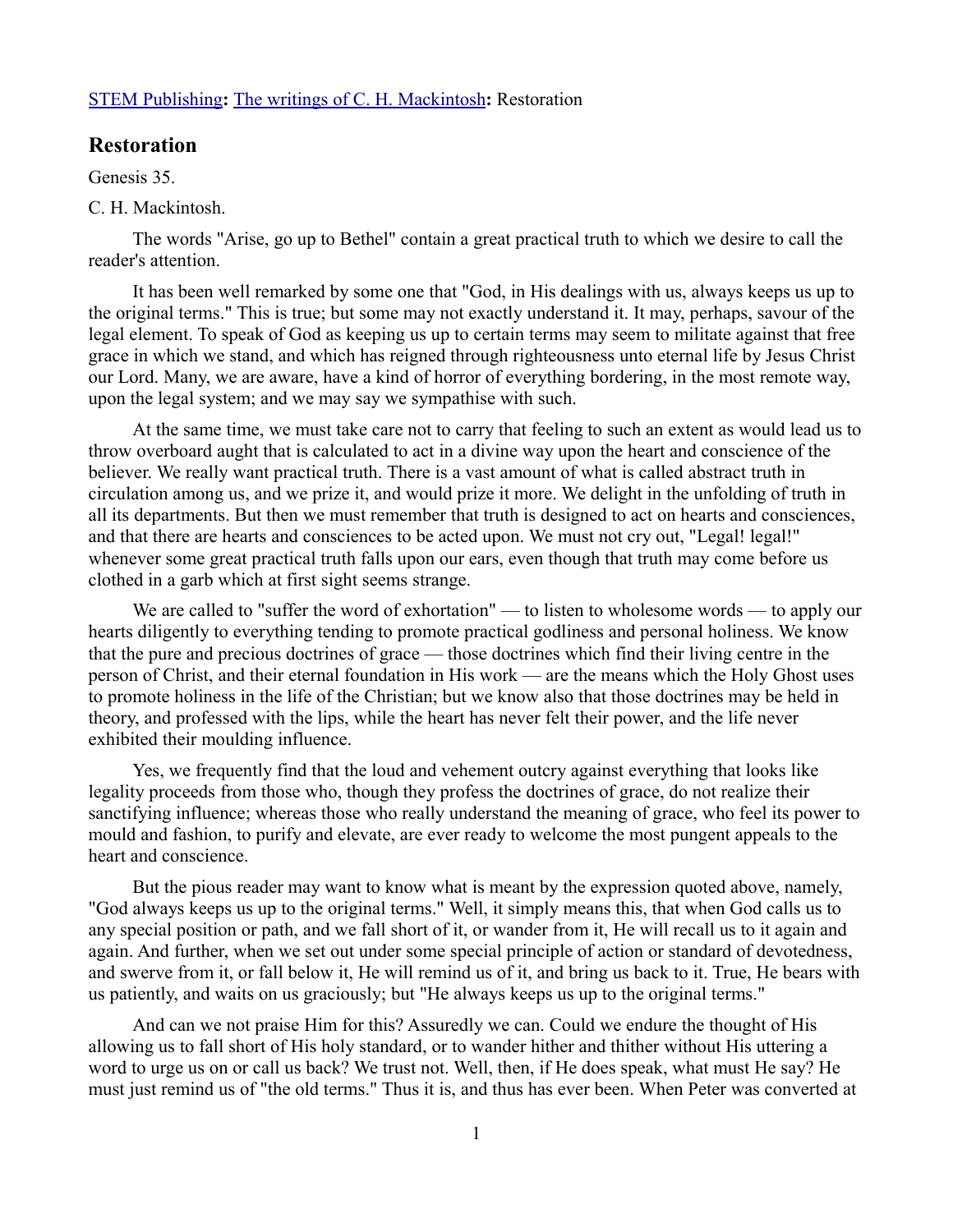STEM Publishing**:** The writings of C. H. Mackintosh**:** Restoration

## Restoration

Genesis 35.

C. H. Mackintosh.

The words "Arise, go up to Bethel" contain a great practical truth to which we desire to call the reader's attention.

It has been well remarked by some one that "God, in His dealings with us, always keeps us up to the original terms." This is true; but some may not exactly understand it. It may, perhaps, savour of the legal element. To speak of God as keeping us up to certain terms may seem to militate against that free grace in which we stand, and which has reigned through righteousness unto eternal life by Jesus Christ our Lord. Many, we are aware, have a kind of horror of everything bordering, in the most remote way, upon the legal system; and we may say we sympathise with such.

At the same time, we must take care not to carry that feeling to such an extent as would lead us to throw overboard aught that is calculated to act in a divine way upon the heart and conscience of the believer. We really want practical truth. There is a vast amount of what is called abstract truth in circulation among us, and we prize it, and would prize it more. We delight in the unfolding of truth in all its departments. But then we must remember that truth is designed to act on hearts and consciences, and that there are hearts and consciences to be acted upon. We must not cry out, "Legal! legal!" whenever some great practical truth falls upon our ears, even though that truth may come before us clothed in a garb which at first sight seems strange.

We are called to "suffer the word of exhortation" — to listen to wholesome words — to apply our hearts diligently to everything tending to promote practical godliness and personal holiness. We know that the pure and precious doctrines of grace — those doctrines which find their living centre in the person of Christ, and their eternal foundation in His work — are the means which the Holy Ghost uses to promote holiness in the life of the Christian; but we know also that those doctrines may be held in theory, and professed with the lips, while the heart has never felt their power, and the life never exhibited their moulding influence.

Yes, we frequently find that the loud and vehement outcry against everything that looks like legality proceeds from those who, though they profess the doctrines of grace, do not realize their sanctifying influence; whereas those who really understand the meaning of grace, who feel its power to mould and fashion, to purify and elevate, are ever ready to welcome the most pungent appeals to the heart and conscience.

But the pious reader may want to know what is meant by the expression quoted above, namely, "God always keeps us up to the original terms." Well, it simply means this, that when God calls us to any special position or path, and we fall short of it, or wander from it, He will recall us to it again and again. And further, when we set out under some special principle of action or standard of devotedness, and swerve from it, or fall below it, He will remind us of it, and bring us back to it. True, He bears with us patiently, and waits on us graciously; but "He always keeps us up to the original terms."

And can we not praise Him for this? Assuredly we can. Could we endure the thought of His allowing us to fall short of His holy standard, or to wander hither and thither without His uttering a word to urge us on or call us back? We trust not. Well, then, if He does speak, what must He say? He must just remind us of "the old terms." Thus it is, and thus has ever been. When Peter was converted at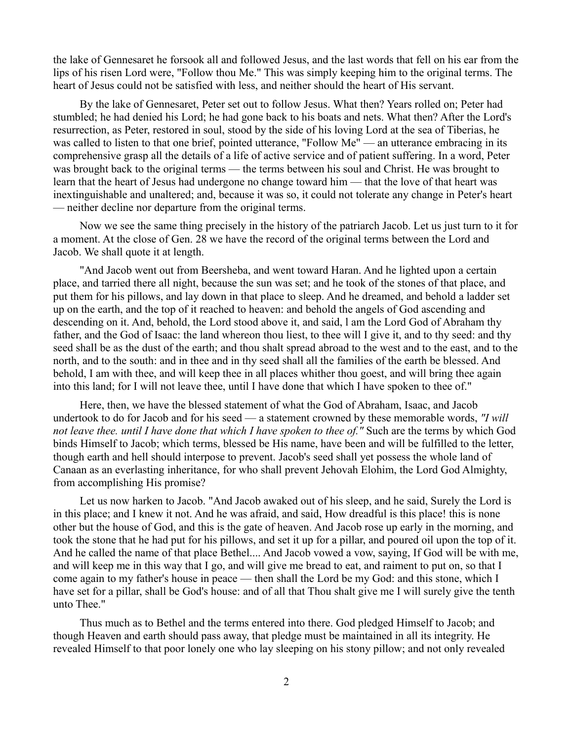the lake of Gennesaret he forsook all and followed Jesus, and the last words that fell on his ear from the lips of his risen Lord were, "Follow thou Me." This was simply keeping him to the original terms. The heart of Jesus could not be satisfied with less, and neither should the heart of His servant.

By the lake of Gennesaret, Peter set out to follow Jesus. What then? Years rolled on; Peter had stumbled; he had denied his Lord; he had gone back to his boats and nets. What then? After the Lord's resurrection, as Peter, restored in soul, stood by the side of his loving Lord at the sea of Tiberias, he was called to listen to that one brief, pointed utterance, "Follow Me" — an utterance embracing in its comprehensive grasp all the details of a life of active service and of patient suffering. In a word, Peter was brought back to the original terms — the terms between his soul and Christ. He was brought to learn that the heart of Jesus had undergone no change toward him — that the love of that heart was inextinguishable and unaltered; and, because it was so, it could not tolerate any change in Peter's heart — neither decline nor departure from the original terms.

Now we see the same thing precisely in the history of the patriarch Jacob. Let us just turn to it for a moment. At the close of Gen. 28 we have the record of the original terms between the Lord and Jacob. We shall quote it at length.

"And Jacob went out from Beersheba, and went toward Haran. And he lighted upon a certain place, and tarried there all night, because the sun was set; and he took of the stones of that place, and put them for his pillows, and lay down in that place to sleep. And he dreamed, and behold a ladder set up on the earth, and the top of it reached to heaven: and behold the angels of God ascending and descending on it. And, behold, the Lord stood above it, and said, l am the Lord God of Abraham thy father, and the God of Isaac: the land whereon thou liest, to thee will I give it, and to thy seed: and thy seed shall be as the dust of the earth; and thou shalt spread abroad to the west and to the east, and to the north, and to the south: and in thee and in thy seed shall all the families of the earth be blessed. And behold, I am with thee, and will keep thee in all places whither thou goest, and will bring thee again into this land; for I will not leave thee, until I have done that which I have spoken to thee of."

Here, then, we have the blessed statement of what the God of Abraham, Isaac, and Jacob undertook to do for Jacob and for his seed — a statement crowned by these memorable words, *"I will not leave thee. until I have done that which I have spoken to thee of."* Such are the terms by which God binds Himself to Jacob; which terms, blessed be His name, have been and will be fulfilled to the letter, though earth and hell should interpose to prevent. Jacob's seed shall yet possess the whole land of Canaan as an everlasting inheritance, for who shall prevent Jehovah Elohim, the Lord God Almighty, from accomplishing His promise?

Let us now harken to Jacob. "And Jacob awaked out of his sleep, and he said, Surely the Lord is in this place; and I knew it not. And he was afraid, and said, How dreadful is this place! this is none other but the house of God, and this is the gate of heaven. And Jacob rose up early in the morning, and took the stone that he had put for his pillows, and set it up for a pillar, and poured oil upon the top of it. And he called the name of that place Bethel.... And Jacob vowed a vow, saying, If God will be with me, and will keep me in this way that I go, and will give me bread to eat, and raiment to put on, so that I come again to my father's house in peace — then shall the Lord be my God: and this stone, which I have set for a pillar, shall be God's house: and of all that Thou shalt give me I will surely give the tenth unto Thee."

Thus much as to Bethel and the terms entered into there. God pledged Himself to Jacob; and though Heaven and earth should pass away, that pledge must be maintained in all its integrity. He revealed Himself to that poor lonely one who lay sleeping on his stony pillow; and not only revealed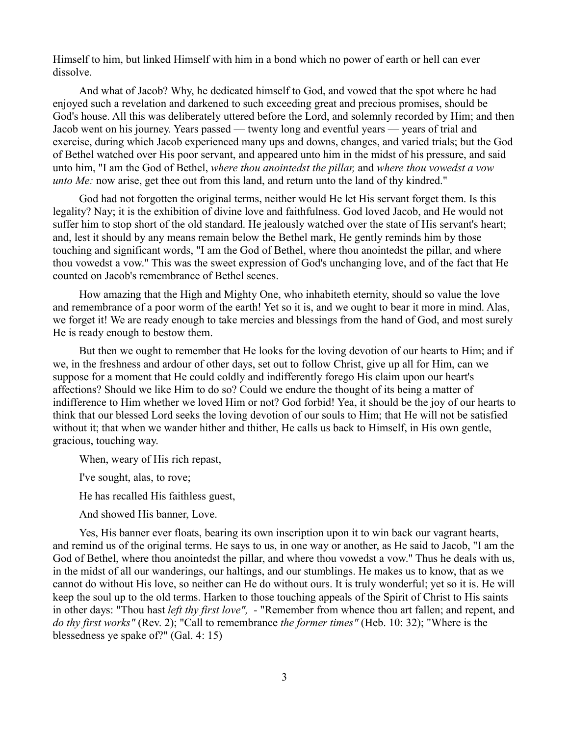Himself to him, but linked Himself with him in a bond which no power of earth or hell can ever dissolve.

And what of Jacob? Why, he dedicated himself to God, and vowed that the spot where he had enjoyed such a revelation and darkened to such exceeding great and precious promises, should be God's house. All this was deliberately uttered before the Lord, and solemnly recorded by Him; and then Jacob went on his journey. Years passed — twenty long and eventful years — years of trial and exercise, during which Jacob experienced many ups and downs, changes, and varied trials; but the God of Bethel watched over His poor servant, and appeared unto him in the midst of his pressure, and said unto him, "I am the God of Bethel, *where thou anointedst the pillar,* and *where thou vowedst a vow unto Me:* now arise, get thee out from this land, and return unto the land of thy kindred."

God had not forgotten the original terms, neither would He let His servant forget them. Is this legality? Nay; it is the exhibition of divine love and faithfulness. God loved Jacob, and He would not suffer him to stop short of the old standard. He jealously watched over the state of His servant's heart; and, lest it should by any means remain below the Bethel mark, He gently reminds him by those touching and significant words, "I am the God of Bethel, where thou anointedst the pillar, and where thou vowedst a vow." This was the sweet expression of God's unchanging love, and of the fact that He counted on Jacob's remembrance of Bethel scenes.

How amazing that the High and Mighty One, who inhabiteth eternity, should so value the love and remembrance of a poor worm of the earth! Yet so it is, and we ought to bear it more in mind. Alas, we forget it! We are ready enough to take mercies and blessings from the hand of God, and most surely He is ready enough to bestow them.

But then we ought to remember that He looks for the loving devotion of our hearts to Him; and if we, in the freshness and ardour of other days, set out to follow Christ, give up all for Him, can we suppose for a moment that He could coldly and indifferently forego His claim upon our heart's affections? Should we like Him to do so? Could we endure the thought of its being a matter of indifference to Him whether we loved Him or not? God forbid! Yea, it should be the joy of our hearts to think that our blessed Lord seeks the loving devotion of our souls to Him; that He will not be satisfied without it; that when we wander hither and thither, He calls us back to Himself, in His own gentle, gracious, touching way.

When, weary of His rich repast,

I've sought, alas, to rove;

He has recalled His faithless guest,

And showed His banner, Love.

Yes, His banner ever floats, bearing its own inscription upon it to win back our vagrant hearts, and remind us of the original terms. He says to us, in one way or another, as He said to Jacob, "I am the God of Bethel, where thou anointedst the pillar, and where thou vowedst a vow." Thus he deals with us, in the midst of all our wanderings, our haltings, and our stumblings. He makes us to know, that as we cannot do without His love, so neither can He do without ours. It is truly wonderful; yet so it is. He will keep the soul up to the old terms. Harken to those touching appeals of the Spirit of Christ to His saints in other days: "Thou hast *left thy first love",* - "Remember from whence thou art fallen; and repent, and *do thy first works"* (Rev. 2); "Call to remembrance *the former times"* (Heb. 10: 32); "Where is the blessedness ye spake of?" (Gal. 4: 15)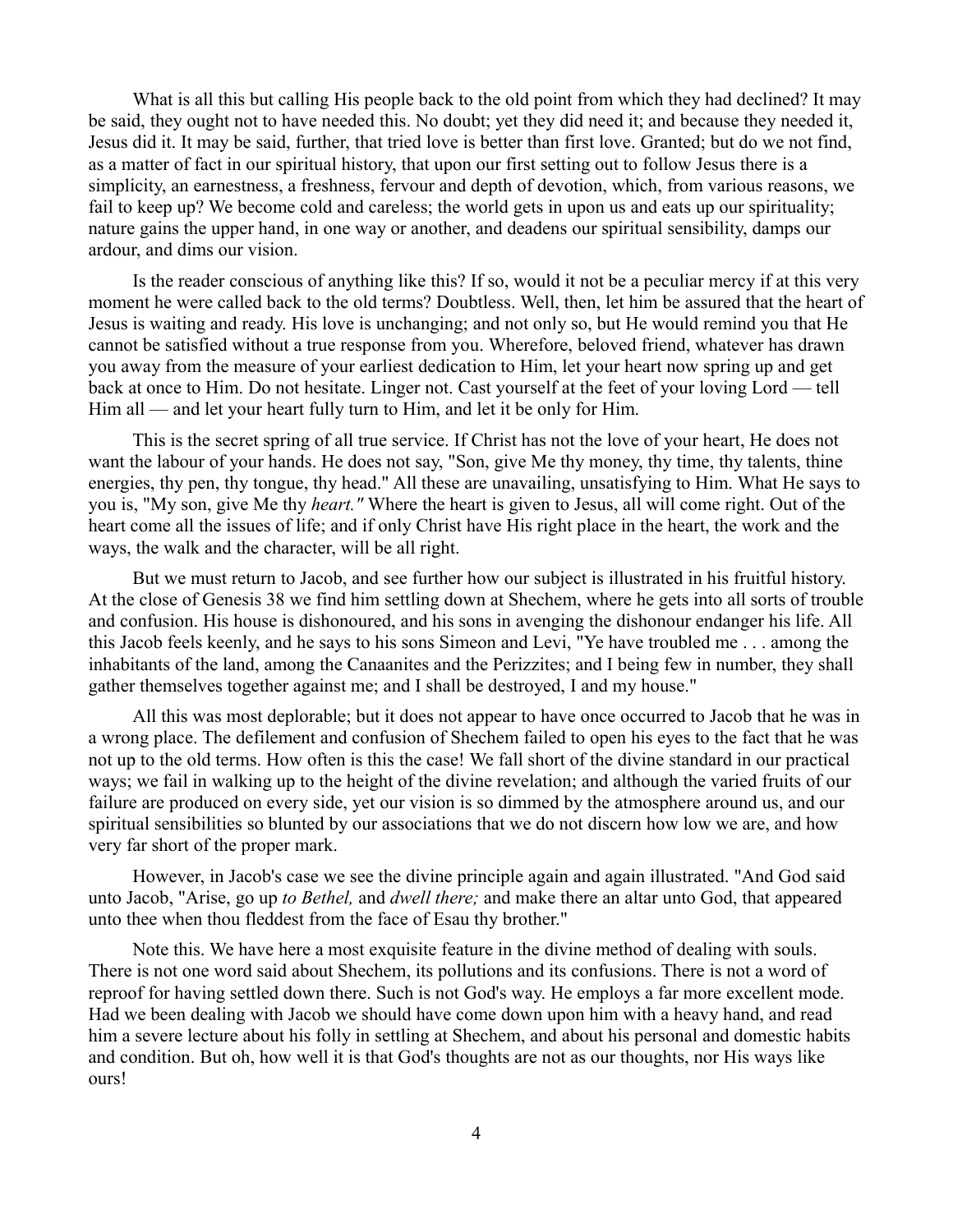What is all this but calling His people back to the old point from which they had declined? It may be said, they ought not to have needed this. No doubt; yet they did need it; and because they needed it, Jesus did it. It may be said, further, that tried love is better than first love. Granted; but do we not find, as a matter of fact in our spiritual history, that upon our first setting out to follow Jesus there is a simplicity, an earnestness, a freshness, fervour and depth of devotion, which, from various reasons, we fail to keep up? We become cold and careless; the world gets in upon us and eats up our spirituality; nature gains the upper hand, in one way or another, and deadens our spiritual sensibility, damps our ardour, and dims our vision.

Is the reader conscious of anything like this? If so, would it not be a peculiar mercy if at this very moment he were called back to the old terms? Doubtless. Well, then, let him be assured that the heart of Jesus is waiting and ready. His love is unchanging; and not only so, but He would remind you that He cannot be satisfied without a true response from you. Wherefore, beloved friend, whatever has drawn you away from the measure of your earliest dedication to Him, let your heart now spring up and get back at once to Him. Do not hesitate. Linger not. Cast yourself at the feet of your loving Lord — tell Him all — and let your heart fully turn to Him, and let it be only for Him.

This is the secret spring of all true service. If Christ has not the love of your heart, He does not want the labour of your hands. He does not say, "Son, give Me thy money, thy time, thy talents, thine energies, thy pen, thy tongue, thy head." All these are unavailing, unsatisfying to Him. What He says to you is, "My son, give Me thy *heart."* Where the heart is given to Jesus, all will come right. Out of the heart come all the issues of life; and if only Christ have His right place in the heart, the work and the ways, the walk and the character, will be all right.

But we must return to Jacob, and see further how our subject is illustrated in his fruitful history. At the close of Genesis 38 we find him settling down at Shechem, where he gets into all sorts of trouble and confusion. His house is dishonoured, and his sons in avenging the dishonour endanger his life. All this Jacob feels keenly, and he says to his sons Simeon and Levi, "Ye have troubled me . . . among the inhabitants of the land, among the Canaanites and the Perizzites; and I being few in number, they shall gather themselves together against me; and I shall be destroyed, I and my house."

All this was most deplorable; but it does not appear to have once occurred to Jacob that he was in a wrong place. The defilement and confusion of Shechem failed to open his eyes to the fact that he was not up to the old terms. How often is this the case! We fall short of the divine standard in our practical ways; we fail in walking up to the height of the divine revelation; and although the varied fruits of our failure are produced on every side, yet our vision is so dimmed by the atmosphere around us, and our spiritual sensibilities so blunted by our associations that we do not discern how low we are, and how very far short of the proper mark.

However, in Jacob's case we see the divine principle again and again illustrated. "And God said unto Jacob, "Arise, go up *to Bethel,* and *dwell there;* and make there an altar unto God, that appeared unto thee when thou fleddest from the face of Esau thy brother."

Note this. We have here a most exquisite feature in the divine method of dealing with souls. There is not one word said about Shechem, its pollutions and its confusions. There is not a word of reproof for having settled down there. Such is not God's way. He employs a far more excellent mode. Had we been dealing with Jacob we should have come down upon him with a heavy hand, and read him a severe lecture about his folly in settling at Shechem, and about his personal and domestic habits and condition. But oh, how well it is that God's thoughts are not as our thoughts, nor His ways like ours!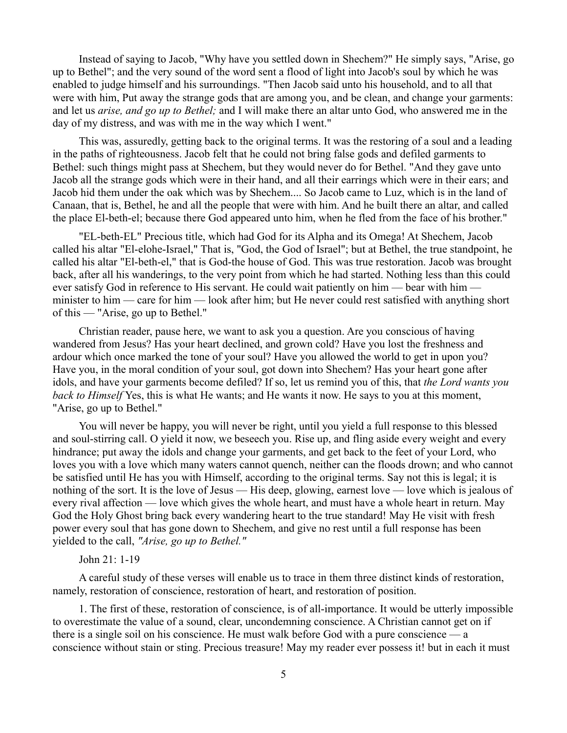Instead of saying to Jacob, "Why have you settled down in Shechem?" He simply says, "Arise, go up to Bethel"; and the very sound of the word sent a flood of light into Jacob's soul by which he was enabled to judge himself and his surroundings. "Then Jacob said unto his household, and to all that were with him, Put away the strange gods that are among you, and be clean, and change your garments: and let us *arise, and go up to Bethel;* and I will make there an altar unto God, who answered me in the day of my distress, and was with me in the way which I went."

This was, assuredly, getting back to the original terms. It was the restoring of a soul and a leading in the paths of righteousness. Jacob felt that he could not bring false gods and defiled garments to Bethel: such things might pass at Shechem, but they would never do for Bethel. "And they gave unto Jacob all the strange gods which were in their hand, and all their earrings which were in their ears; and Jacob hid them under the oak which was by Shechem.... So Jacob came to Luz, which is in the land of Canaan, that is, Bethel, he and all the people that were with him. And he built there an altar, and called the place El-beth-el; because there God appeared unto him, when he fled from the face of his brother."

"EL-beth-EL" Precious title, which had God for its Alpha and its Omega! At Shechem, Jacob called his altar "El-elohe-Israel," That is, "God, the God of Israel"; but at Bethel, the true standpoint, he called his altar "El-beth-el," that is God-the house of God. This was true restoration. Jacob was brought back, after all his wanderings, to the very point from which he had started. Nothing less than this could ever satisfy God in reference to His servant. He could wait patiently on him — bear with him — minister to him — care for him — look after him; but He never could rest satisfied with anything short of this — "Arise, go up to Bethel."

Christian reader, pause here, we want to ask you a question. Are you conscious of having wandered from Jesus? Has your heart declined, and grown cold? Have you lost the freshness and ardour which once marked the tone of your soul? Have you allowed the world to get in upon you? Have you, in the moral condition of your soul, got down into Shechem? Has your heart gone after idols, and have your garments become defiled? If so, let us remind you of this, that *the Lord wants you back to Himself* Yes, this is what He wants; and He wants it now. He says to you at this moment, "Arise, go up to Bethel."

You will never be happy, you will never be right, until you yield a full response to this blessed and soul-stirring call. O yield it now, we beseech you. Rise up, and fling aside every weight and every hindrance; put away the idols and change your garments, and get back to the feet of your Lord, who loves you with a love which many waters cannot quench, neither can the floods drown; and who cannot be satisfied until He has you with Himself, according to the original terms. Say not this is legal; it is nothing of the sort. It is the love of Jesus — His deep, glowing, earnest love — love which is jealous of every rival affection — love which gives the whole heart, and must have a whole heart in return. May God the Holy Ghost bring back every wandering heart to the true standard! May He visit with fresh power every soul that has gone down to Shechem, and give no rest until a full response has been yielded to the call, *"Arise, go up to Bethel."*

John 21: 1-19

A careful study of these verses will enable us to trace in them three distinct kinds of restoration, namely, restoration of conscience, restoration of heart, and restoration of position.

1. The first of these, restoration of conscience, is of all-importance. It would be utterly impossible to overestimate the value of a sound, clear, uncondemning conscience. A Christian cannot get on if there is a single soil on his conscience. He must walk before God with a pure conscience — a conscience without stain or sting. Precious treasure! May my reader ever possess it! but in each it must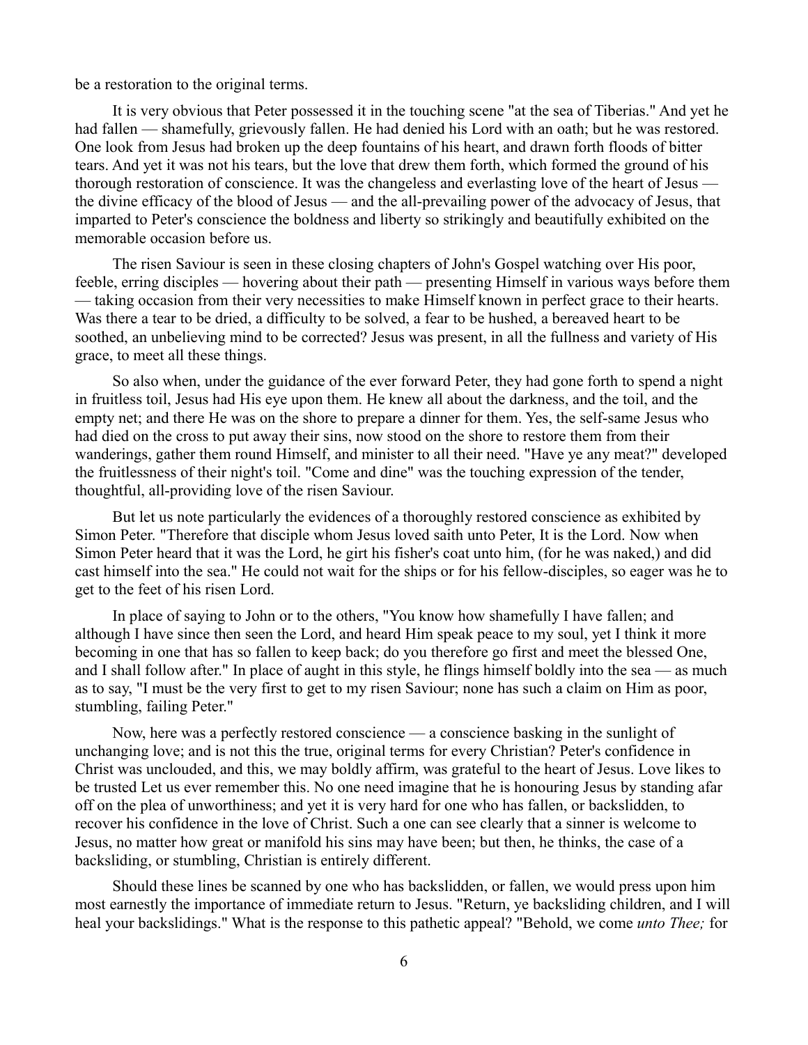be a restoration to the original terms.

It is very obvious that Peter possessed it in the touching scene "at the sea of Tiberias." And yet he had fallen — shamefully, grievously fallen. He had denied his Lord with an oath; but he was restored. One look from Jesus had broken up the deep fountains of his heart, and drawn forth floods of bitter tears. And yet it was not his tears, but the love that drew them forth, which formed the ground of his thorough restoration of conscience. It was the changeless and everlasting love of the heart of Jesus — the divine efficacy of the blood of Jesus — and the all-prevailing power of the advocacy of Jesus, that imparted to Peter's conscience the boldness and liberty so strikingly and beautifully exhibited on the memorable occasion before us.

The risen Saviour is seen in these closing chapters of John's Gospel watching over His poor, feeble, erring disciples — hovering about their path — presenting Himself in various ways before them — taking occasion from their very necessities to make Himself known in perfect grace to their hearts. Was there a tear to be dried, a difficulty to be solved, a fear to be hushed, a bereaved heart to be soothed, an unbelieving mind to be corrected? Jesus was present, in all the fullness and variety of His grace, to meet all these things.

So also when, under the guidance of the ever forward Peter, they had gone forth to spend a night in fruitless toil, Jesus had His eye upon them. He knew all about the darkness, and the toil, and the empty net; and there He was on the shore to prepare a dinner for them. Yes, the self-same Jesus who had died on the cross to put away their sins, now stood on the shore to restore them from their wanderings, gather them round Himself, and minister to all their need. "Have ye any meat?" developed the fruitlessness of their night's toil. "Come and dine" was the touching expression of the tender, thoughtful, all-providing love of the risen Saviour.

But let us note particularly the evidences of a thoroughly restored conscience as exhibited by Simon Peter. "Therefore that disciple whom Jesus loved saith unto Peter, It is the Lord. Now when Simon Peter heard that it was the Lord, he girt his fisher's coat unto him, (for he was naked,) and did cast himself into the sea." He could not wait for the ships or for his fellow-disciples, so eager was he to get to the feet of his risen Lord.

In place of saying to John or to the others, "You know how shamefully I have fallen; and although I have since then seen the Lord, and heard Him speak peace to my soul, yet I think it more becoming in one that has so fallen to keep back; do you therefore go first and meet the blessed One, and I shall follow after." In place of aught in this style, he flings himself boldly into the sea — as much as to say, "I must be the very first to get to my risen Saviour; none has such a claim on Him as poor, stumbling, failing Peter."

Now, here was a perfectly restored conscience — a conscience basking in the sunlight of unchanging love; and is not this the true, original terms for every Christian? Peter's confidence in Christ was unclouded, and this, we may boldly affirm, was grateful to the heart of Jesus. Love likes to be trusted Let us ever remember this. No one need imagine that he is honouring Jesus by standing afar off on the plea of unworthiness; and yet it is very hard for one who has fallen, or backslidden, to recover his confidence in the love of Christ. Such a one can see clearly that a sinner is welcome to Jesus, no matter how great or manifold his sins may have been; but then, he thinks, the case of a backsliding, or stumbling, Christian is entirely different.

Should these lines be scanned by one who has backslidden, or fallen, we would press upon him most earnestly the importance of immediate return to Jesus. "Return, ye backsliding children, and I will heal your backslidings." What is the response to this pathetic appeal? "Behold, we come *unto Thee;* for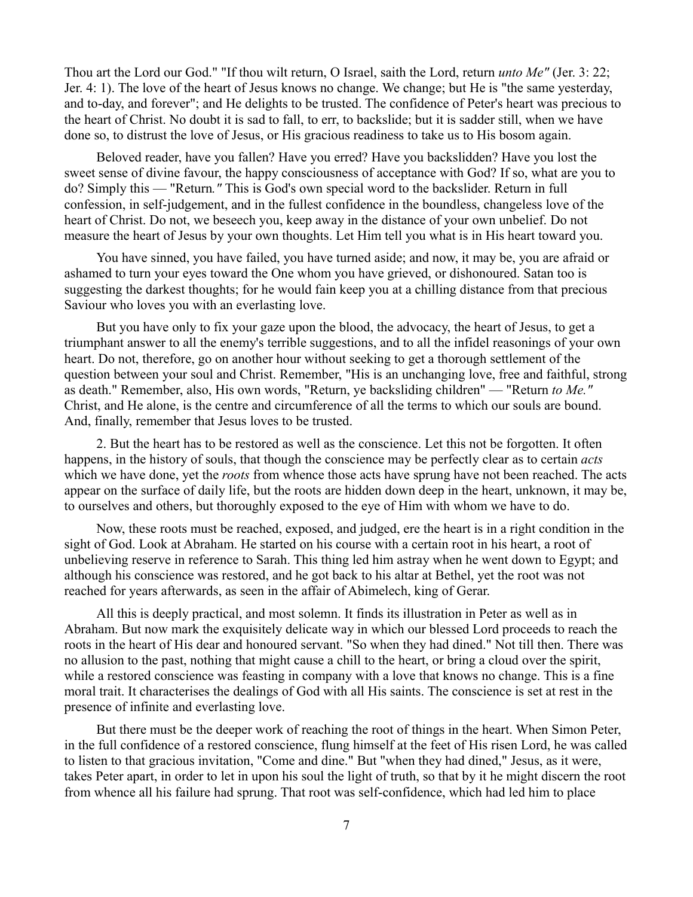Thou art the Lord our God." "If thou wilt return, O Israel, saith the Lord, return *unto Me"* (Jer. 3: 22; Jer. 4: 1). The love of the heart of Jesus knows no change. We change; but He is "the same yesterday, and to-day, and forever"; and He delights to be trusted. The confidence of Peter's heart was precious to the heart of Christ. No doubt it is sad to fall, to err, to backslide; but it is sadder still, when we have done so, to distrust the love of Jesus, or His gracious readiness to take us to His bosom again.

Beloved reader, have you fallen? Have you erred? Have you backslidden? Have you lost the sweet sense of divine favour, the happy consciousness of acceptance with God? If so, what are you to do? Simply this — "Return*."* This is God's own special word to the backslider. Return in full confession, in self-judgement, and in the fullest confidence in the boundless, changeless love of the heart of Christ. Do not, we beseech you, keep away in the distance of your own unbelief. Do not measure the heart of Jesus by your own thoughts. Let Him tell you what is in His heart toward you.

You have sinned, you have failed, you have turned aside; and now, it may be, you are afraid or ashamed to turn your eyes toward the One whom you have grieved, or dishonoured. Satan too is suggesting the darkest thoughts; for he would fain keep you at a chilling distance from that precious Saviour who loves you with an everlasting love.

But you have only to fix your gaze upon the blood, the advocacy, the heart of Jesus, to get a triumphant answer to all the enemy's terrible suggestions, and to all the infidel reasonings of your own heart. Do not, therefore, go on another hour without seeking to get a thorough settlement of the question between your soul and Christ. Remember, "His is an unchanging love, free and faithful, strong as death." Remember, also, His own words, "Return, ye backsliding children" — "Return *to Me."* Christ, and He alone, is the centre and circumference of all the terms to which our souls are bound. And, finally, remember that Jesus loves to be trusted.

2. But the heart has to be restored as well as the conscience. Let this not be forgotten. It often happens, in the history of souls, that though the conscience may be perfectly clear as to certain *acts* which we have done, yet the *roots* from whence those acts have sprung have not been reached. The acts appear on the surface of daily life, but the roots are hidden down deep in the heart, unknown, it may be, to ourselves and others, but thoroughly exposed to the eye of Him with whom we have to do.

Now, these roots must be reached, exposed, and judged, ere the heart is in a right condition in the sight of God. Look at Abraham. He started on his course with a certain root in his heart, a root of unbelieving reserve in reference to Sarah. This thing led him astray when he went down to Egypt; and although his conscience was restored, and he got back to his altar at Bethel, yet the root was not reached for years afterwards, as seen in the affair of Abimelech, king of Gerar.

All this is deeply practical, and most solemn. It finds its illustration in Peter as well as in Abraham. But now mark the exquisitely delicate way in which our blessed Lord proceeds to reach the roots in the heart of His dear and honoured servant. "So when they had dined." Not till then. There was no allusion to the past, nothing that might cause a chill to the heart, or bring a cloud over the spirit, while a restored conscience was feasting in company with a love that knows no change. This is a fine moral trait. It characterises the dealings of God with all His saints. The conscience is set at rest in the presence of infinite and everlasting love.

But there must be the deeper work of reaching the root of things in the heart. When Simon Peter, in the full confidence of a restored conscience, flung himself at the feet of His risen Lord, he was called to listen to that gracious invitation, "Come and dine." But "when they had dined," Jesus, as it were, takes Peter apart, in order to let in upon his soul the light of truth, so that by it he might discern the root from whence all his failure had sprung. That root was self-confidence, which had led him to place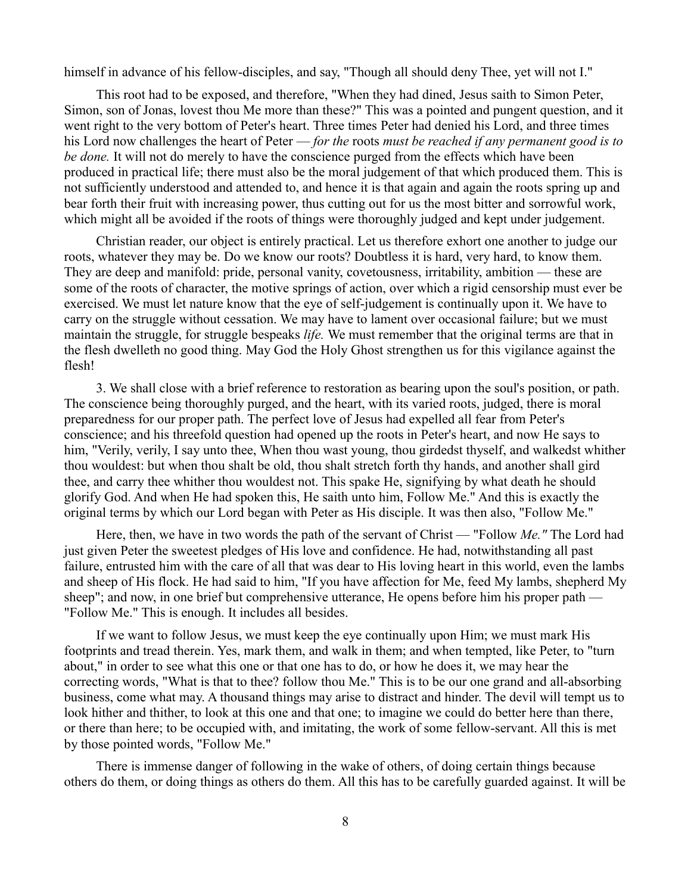himself in advance of his fellow-disciples, and say, "Though all should deny Thee, yet will not I."

This root had to be exposed, and therefore, "When they had dined, Jesus saith to Simon Peter, Simon, son of Jonas, lovest thou Me more than these?" This was a pointed and pungent question, and it went right to the very bottom of Peter's heart. Three times Peter had denied his Lord, and three times his Lord now challenges the heart of Peter — *for the* roots *must be reached if any permanent good is to be done.* It will not do merely to have the conscience purged from the effects which have been produced in practical life; there must also be the moral judgement of that which produced them. This is not sufficiently understood and attended to, and hence it is that again and again the roots spring up and bear forth their fruit with increasing power, thus cutting out for us the most bitter and sorrowful work, which might all be avoided if the roots of things were thoroughly judged and kept under judgement.

Christian reader, our object is entirely practical. Let us therefore exhort one another to judge our roots, whatever they may be. Do we know our roots? Doubtless it is hard, very hard, to know them. They are deep and manifold: pride, personal vanity, covetousness, irritability, ambition — these are some of the roots of character, the motive springs of action, over which a rigid censorship must ever be exercised. We must let nature know that the eye of self-judgement is continually upon it. We have to carry on the struggle without cessation. We may have to lament over occasional failure; but we must maintain the struggle, for struggle bespeaks *life.* We must remember that the original terms are that in the flesh dwelleth no good thing. May God the Holy Ghost strengthen us for this vigilance against the flesh!

3. We shall close with a brief reference to restoration as bearing upon the soul's position, or path. The conscience being thoroughly purged, and the heart, with its varied roots, judged, there is moral preparedness for our proper path. The perfect love of Jesus had expelled all fear from Peter's conscience; and his threefold question had opened up the roots in Peter's heart, and now He says to him, "Verily, verily, I say unto thee, When thou wast young, thou girdedst thyself, and walkedst whither thou wouldest: but when thou shalt be old, thou shalt stretch forth thy hands, and another shall gird thee, and carry thee whither thou wouldest not. This spake He, signifying by what death he should glorify God. And when He had spoken this, He saith unto him, Follow Me." And this is exactly the original terms by which our Lord began with Peter as His disciple. It was then also, "Follow Me."

Here, then, we have in two words the path of the servant of Christ — "Follow *Me."* The Lord had just given Peter the sweetest pledges of His love and confidence. He had, notwithstanding all past failure, entrusted him with the care of all that was dear to His loving heart in this world, even the lambs and sheep of His flock. He had said to him, "If you have affection for Me, feed My lambs, shepherd My sheep"; and now, in one brief but comprehensive utterance, He opens before him his proper path — "Follow Me." This is enough. It includes all besides.

If we want to follow Jesus, we must keep the eye continually upon Him; we must mark His footprints and tread therein. Yes, mark them, and walk in them; and when tempted, like Peter, to "turn about," in order to see what this one or that one has to do, or how he does it, we may hear the correcting words, "What is that to thee? follow thou Me." This is to be our one grand and all-absorbing business, come what may. A thousand things may arise to distract and hinder. The devil will tempt us to look hither and thither, to look at this one and that one; to imagine we could do better here than there, or there than here; to be occupied with, and imitating, the work of some fellow-servant. All this is met by those pointed words, "Follow Me."

There is immense danger of following in the wake of others, of doing certain things because others do them, or doing things as others do them. All this has to be carefully guarded against. It will be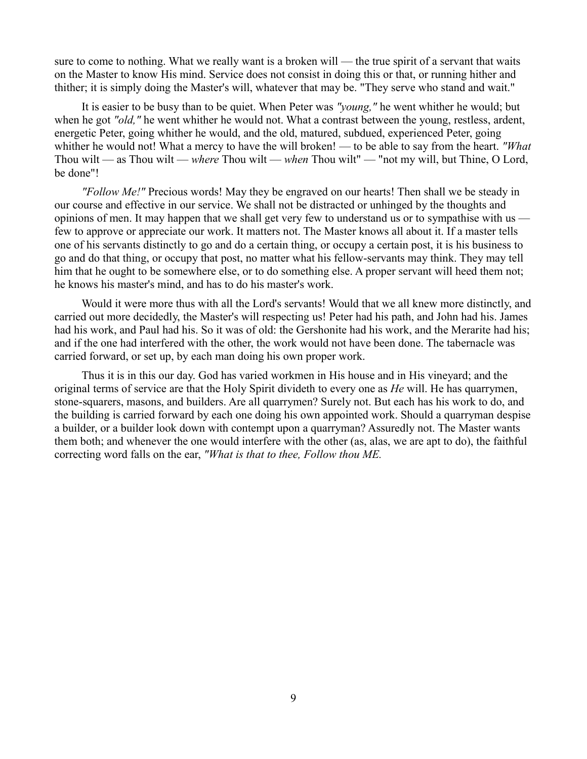sure to come to nothing. What we really want is a broken will — the true spirit of a servant that waits on the Master to know His mind. Service does not consist in doing this or that, or running hither and thither; it is simply doing the Master's will, whatever that may be. "They serve who stand and wait."

It is easier to be busy than to be quiet. When Peter was *"young,"* he went whither he would; but when he got *"old,"* he went whither he would not. What a contrast between the young, restless, ardent, energetic Peter, going whither he would, and the old, matured, subdued, experienced Peter, going whither he would not! What a mercy to have the will broken! — to be able to say from the heart. *"What* Thou wilt — as Thou wilt — *where* Thou wilt — *when* Thou wilt" — "not my will, but Thine, O Lord, be done"!

*"Follow Me!"* Precious words! May they be engraved on our hearts! Then shall we be steady in our course and effective in our service. We shall not be distracted or unhinged by the thoughts and opinions of men. It may happen that we shall get very few to understand us or to sympathise with us — few to approve or appreciate our work. It matters not. The Master knows all about it. If a master tells one of his servants distinctly to go and do a certain thing, or occupy a certain post, it is his business to go and do that thing, or occupy that post, no matter what his fellow-servants may think. They may tell him that he ought to be somewhere else, or to do something else. A proper servant will heed them not; he knows his master's mind, and has to do his master's work.

Would it were more thus with all the Lord's servants! Would that we all knew more distinctly, and carried out more decidedly, the Master's will respecting us! Peter had his path, and John had his. James had his work, and Paul had his. So it was of old: the Gershonite had his work, and the Merarite had his; and if the one had interfered with the other, the work would not have been done. The tabernacle was carried forward, or set up, by each man doing his own proper work.

Thus it is in this our day. God has varied workmen in His house and in His vineyard; and the original terms of service are that the Holy Spirit divideth to every one as *He* will. He has quarrymen, stone-squarers, masons, and builders. Are all quarrymen? Surely not. But each has his work to do, and the building is carried forward by each one doing his own appointed work. Should a quarryman despise a builder, or a builder look down with contempt upon a quarryman? Assuredly not. The Master wants them both; and whenever the one would interfere with the other (as, alas, we are apt to do), the faithful correcting word falls on the ear, *"What is that to thee, Follow thou ME.*